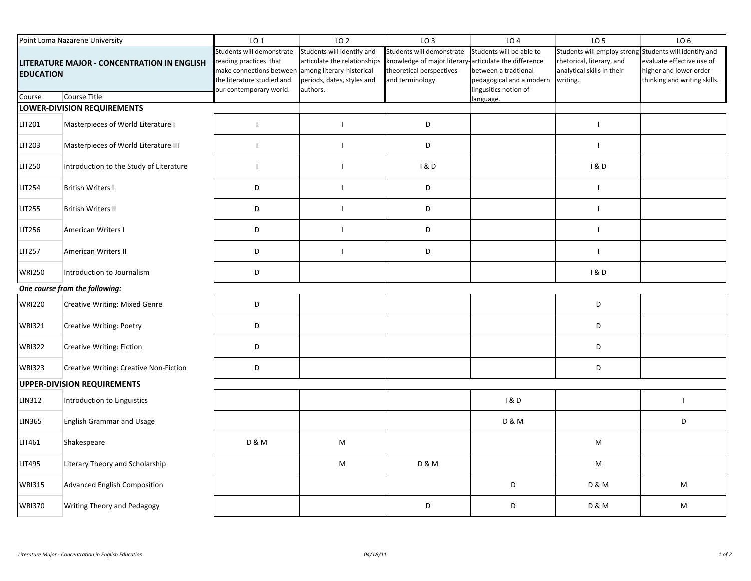Point Loma Nazarene University

## LITERATURE MAJOR - CONCENTRATION IN ENGLISH EDUCATION

| Course | Course Title | LO 1 | LO 2 | LO 3 | LO 4 | LO 5 | LO 6 |
|---|---|---|---|---|---|---|---|
| | | Students will demonstrate reading practices that make connections between the literature studied and our contemporary world. | Students will identify and articulate the relationships among literary-historical periods, dates, styles and authors. | Students will demonstrate knowledge of major literary-theoretical perspectives and terminology. | Students will be able to articulate the difference between a tradtional pedagogical and a modern lingusitics notion of language. | Students will employ strong rhetorical, literary, and analytical skills in their writing. | Students will identify and evaluate effective use of higher and lower order thinking and writing skills. |
| **LOWER-DIVISION REQUIREMENTS** | | | | | | | |
| LIT201 | Masterpieces of World Literature I | I | I | D | | I | |
| LIT203 | Masterpieces of World Literature III | I | I | D | | I | |
| LIT250 | Introduction to the Study of Literature | I | I | I & D | | I & D | |
| LIT254 | British Writers I | D | I | D | | I | |
| LIT255 | British Writers II | D | I | D | | I | |
| LIT256 | American Writers I | D | I | D | | I | |
| LIT257 | American Writers II | D | I | D | | I | |
| WRI250 | Introduction to Journalism | D | | | | I & D | |
| ***One course from the following:*** | | | | | | | |
| WRI220 | Creative Writing: Mixed Genre | D | | | | D | |
| WRI321 | Creative Writing: Poetry | D | | | | D | |
| WRI322 | Creative Writing: Fiction | D | | | | D | |
| WRI323 | Creative Writing: Creative Non-Fiction | D | | | | D | |
| **UPPER-DIVISION REQUIREMENTS** | | | | | | | |
| LIN312 | Introduction to Linguistics | | | | I & D | | I |
| LIN365 | English Grammar and Usage | | | | D & M | | D |
| LIT461 | Shakespeare | D & M | M | | | M | |
| LIT495 | Literary Theory and Scholarship | | M | D & M | | M | |
| WRI315 | Advanced English Composition | | | | D | D & M | M |
| WRI370 | Writing Theory and Pedagogy | | | D | D | D & M | M |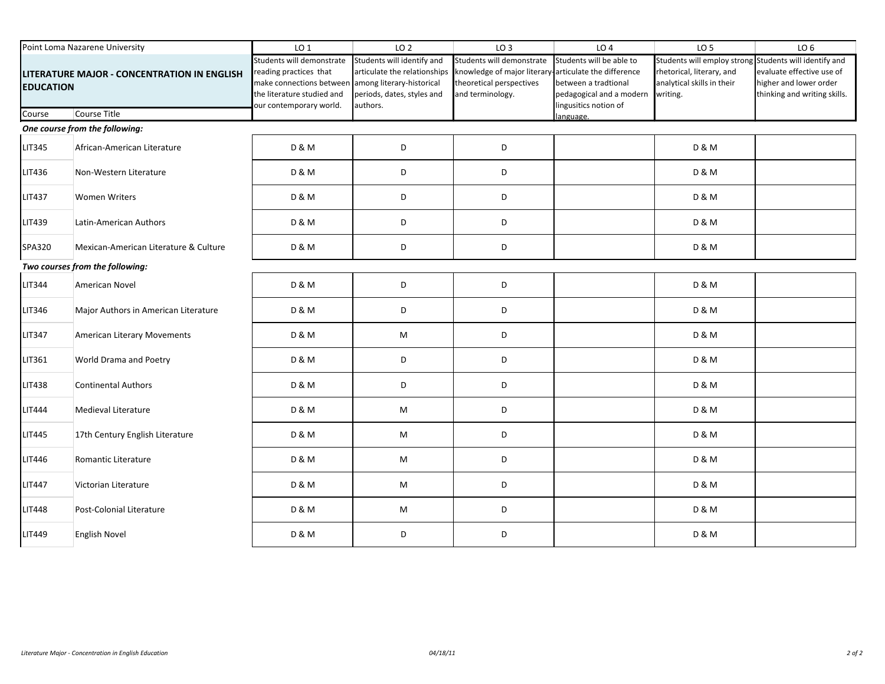| Point Loma Nazarene University | | LO 1 | LO 2 | LO 3 | LO 4 | LO 5 | LO 6 |
|---|---|---|---|---|---|---|---|
| **LITERATURE MAJOR - CONCENTRATION IN ENGLISH EDUCATION** | | Students will demonstrate reading practices that make connections between the literature studied and our contemporary world. | Students will identify and articulate the relationships among literary-historical periods, dates, styles and authors. | Students will demonstrate knowledge of major literary-theoretical perspectives and terminology. | Students will be able to articulate the difference between a tradtional pedagogical and a modern lingusitics notion of language. | Students will employ strong rhetorical, literary, and analytical skills in their writing. | Students will identify and evaluate effective use of higher and lower order thinking and writing skills. |
| Course | Course Title | | | | | | |
| ***One course from the following:*** | | | | | | | |
| LIT345 | African-American Literature | D & M | D | D | | D & M | |
| LIT436 | Non-Western Literature | D & M | D | D | | D & M | |
| LIT437 | Women Writers | D & M | D | D | | D & M | |
| LIT439 | Latin-American Authors | D & M | D | D | | D & M | |
| SPA320 | Mexican-American Literature & Culture | D & M | D | D | | D & M | |
| ***Two courses from the following:*** | | | | | | | |
| LIT344 | American Novel | D & M | D | D | | D & M | |
| LIT346 | Major Authors in American Literature | D & M | D | D | | D & M | |
| LIT347 | American Literary Movements | D & M | M | D | | D & M | |
| LIT361 | World Drama and Poetry | D & M | D | D | | D & M | |
| LIT438 | Continental Authors | D & M | D | D | | D & M | |
| LIT444 | Medieval Literature | D & M | M | D | | D & M | |
| LIT445 | 17th Century English Literature | D & M | M | D | | D & M | |
| LIT446 | Romantic Literature | D & M | M | D | | D & M | |
| LIT447 | Victorian Literature | D & M | M | D | | D & M | |
| LIT448 | Post-Colonial Literature | D & M | M | D | | D & M | |
| LIT449 | English Novel | D & M | D | D | | D & M | |

*Literature Major - Concentration in English Education*

*04/18/11*